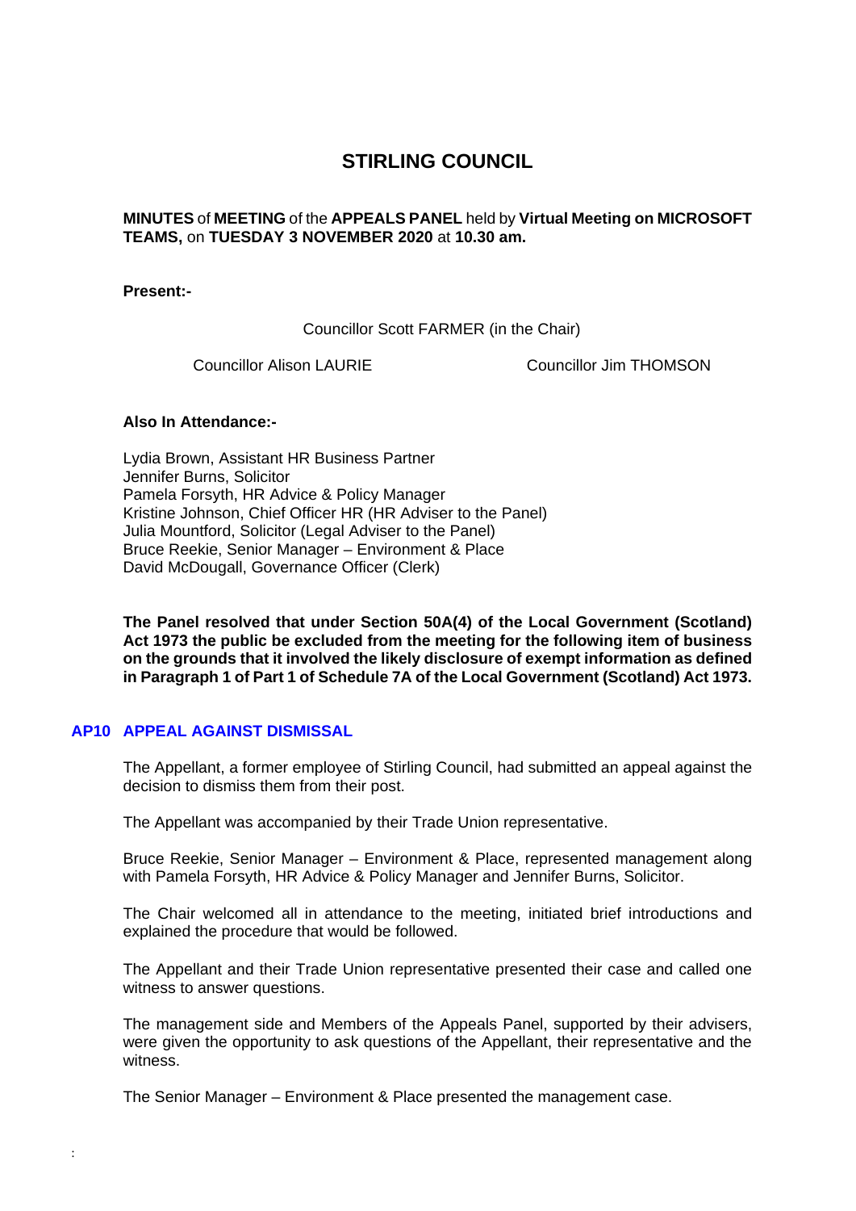# STIRLING COUNCIL

**MINUTES** of **MEETING** of the **APPEALS PANEL** held by **Virtual Meeting on MICROSOFT TEAMS,** on **TUESDAY 3 NOVEMBER 2020** at **10.30 am.**

**Present:-**

Councillor Scott FARMER (in the Chair)

Councillor Alison LAURIE

Councillor Jim THOMSON

**Also In Attendance:-**

Lydia Brown, Assistant HR Business Partner
Jennifer Burns, Solicitor
Pamela Forsyth, HR Advice & Policy Manager
Kristine Johnson, Chief Officer HR (HR Adviser to the Panel)
Julia Mountford, Solicitor (Legal Adviser to the Panel)
Bruce Reekie, Senior Manager – Environment & Place
David McDougall, Governance Officer (Clerk)

**The Panel resolved that under Section 50A(4) of the Local Government (Scotland) Act 1973 the public be excluded from the meeting for the following item of business on the grounds that it involved the likely disclosure of exempt information as defined in Paragraph 1 of Part 1 of Schedule 7A of the Local Government (Scotland) Act 1973.**

## AP10 APPEAL AGAINST DISMISSAL

The Appellant, a former employee of Stirling Council, had submitted an appeal against the decision to dismiss them from their post.

The Appellant was accompanied by their Trade Union representative.

Bruce Reekie, Senior Manager – Environment & Place, represented management along with Pamela Forsyth, HR Advice & Policy Manager and Jennifer Burns, Solicitor.

The Chair welcomed all in attendance to the meeting, initiated brief introductions and explained the procedure that would be followed.

The Appellant and their Trade Union representative presented their case and called one witness to answer questions.

The management side and Members of the Appeals Panel, supported by their advisers, were given the opportunity to ask questions of the Appellant, their representative and the witness.

The Senior Manager – Environment & Place presented the management case.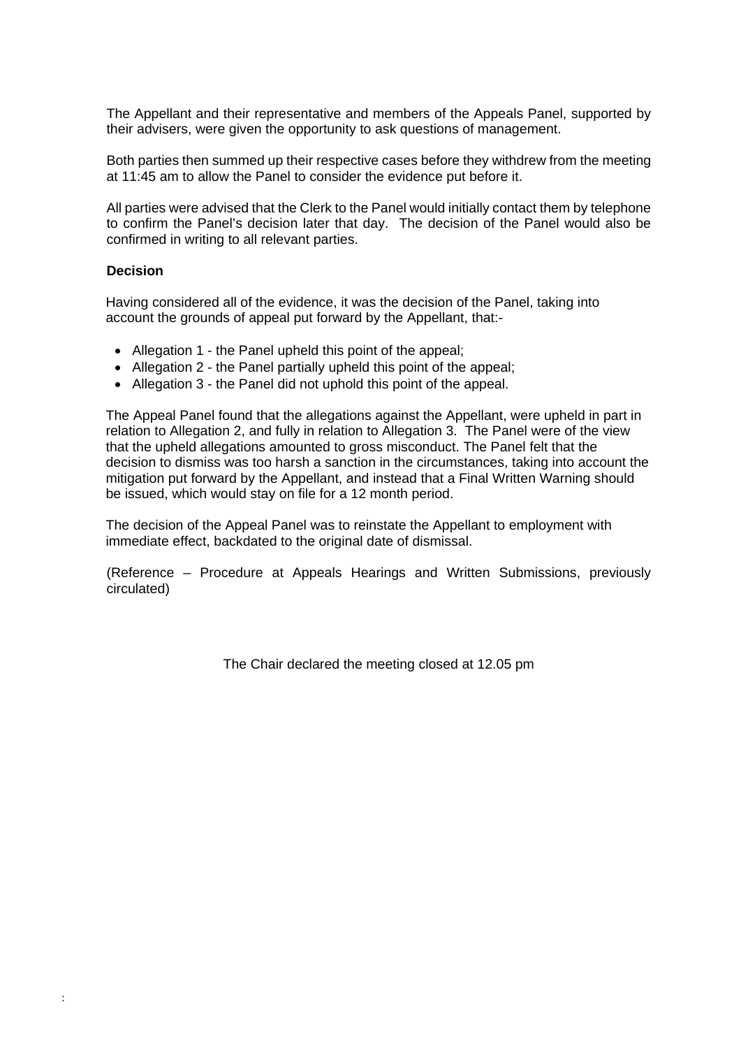The Appellant and their representative and members of the Appeals Panel, supported by their advisers, were given the opportunity to ask questions of management.

Both parties then summed up their respective cases before they withdrew from the meeting at 11:45 am to allow the Panel to consider the evidence put before it.

All parties were advised that the Clerk to the Panel would initially contact them by telephone to confirm the Panel's decision later that day. The decision of the Panel would also be confirmed in writing to all relevant parties.

**Decision**

Having considered all of the evidence, it was the decision of the Panel, taking into account the grounds of appeal put forward by the Appellant, that:-

- Allegation 1 - the Panel upheld this point of the appeal;
- Allegation 2 - the Panel partially upheld this point of the appeal;
- Allegation 3 - the Panel did not uphold this point of the appeal.

The Appeal Panel found that the allegations against the Appellant, were upheld in part in relation to Allegation 2, and fully in relation to Allegation 3. The Panel were of the view that the upheld allegations amounted to gross misconduct. The Panel felt that the decision to dismiss was too harsh a sanction in the circumstances, taking into account the mitigation put forward by the Appellant, and instead that a Final Written Warning should be issued, which would stay on file for a 12 month period.

The decision of the Appeal Panel was to reinstate the Appellant to employment with immediate effect, backdated to the original date of dismissal.

(Reference – Procedure at Appeals Hearings and Written Submissions, previously circulated)

The Chair declared the meeting closed at 12.05 pm